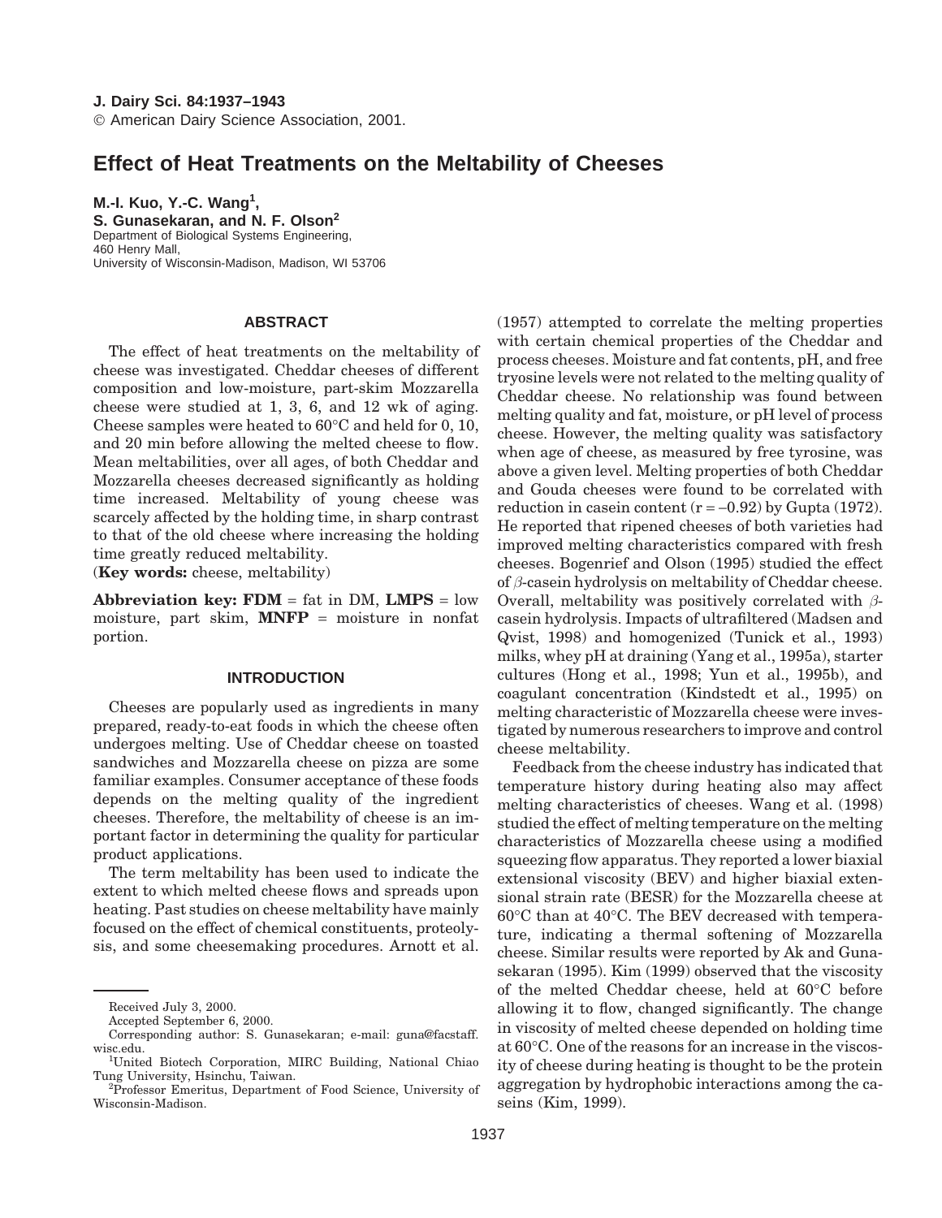# Effect of Heat Treatments on the Meltability of Cheeses

**M.-I. Kuo, Y.-C. Wang[1], S. Gunasekaran, and N. F. Olson[2]**
Department of Biological Systems Engineering,
460 Henry Mall,
University of Wisconsin-Madison, Madison, WI 53706

## ABSTRACT

The effect of heat treatments on the meltability of cheese was investigated. Cheddar cheeses of different composition and low-moisture, part-skim Mozzarella cheese were studied at 1, 3, 6, and 12 wk of aging. Cheese samples were heated to 60°C and held for 0, 10, and 20 min before allowing the melted cheese to flow. Mean meltabilities, over all ages, of both Cheddar and Mozzarella cheeses decreased significantly as holding time increased. Meltability of young cheese was scarcely affected by the holding time, in sharp contrast to that of the old cheese where increasing the holding time greatly reduced meltability.
(**Key words:** cheese, meltability)

**Abbreviation key: FDM** = fat in DM, **LMPS** = low moisture, part skim, **MNFP** = moisture in nonfat portion.

## INTRODUCTION

Cheeses are popularly used as ingredients in many prepared, ready-to-eat foods in which the cheese often undergoes melting. Use of Cheddar cheese on toasted sandwiches and Mozzarella cheese on pizza are some familiar examples. Consumer acceptance of these foods depends on the melting quality of the ingredient cheeses. Therefore, the meltability of cheese is an important factor in determining the quality for particular product applications.

The term meltability has been used to indicate the extent to which melted cheese flows and spreads upon heating. Past studies on cheese meltability have mainly focused on the effect of chemical constituents, proteolysis, and some cheesemaking procedures. Arnott et al. (1957) attempted to correlate the melting properties with certain chemical properties of the Cheddar and process cheeses. Moisture and fat contents, pH, and free tryosine levels were not related to the melting quality of Cheddar cheese. No relationship was found between melting quality and fat, moisture, or pH level of process cheese. However, the melting quality was satisfactory when age of cheese, as measured by free tyrosine, was above a given level. Melting properties of both Cheddar and Gouda cheeses were found to be correlated with reduction in casein content ($r = -0.92$) by Gupta (1972). He reported that ripened cheeses of both varieties had improved melting characteristics compared with fresh cheeses. Bogenrief and Olson (1995) studied the effect of $\beta$-casein hydrolysis on meltability of Cheddar cheese. Overall, meltability was positively correlated with $\beta$-casein hydrolysis. Impacts of ultrafiltered (Madsen and Qvist, 1998) and homogenized (Tunick et al., 1993) milks, whey pH at draining (Yang et al., 1995a), starter cultures (Hong et al., 1998; Yun et al., 1995b), and coagulant concentration (Kindstedt et al., 1995) on melting characteristic of Mozzarella cheese were investigated by numerous researchers to improve and control cheese meltability.

Feedback from the cheese industry has indicated that temperature history during heating also may affect melting characteristics of cheeses. Wang et al. (1998) studied the effect of melting temperature on the melting characteristics of Mozzarella cheese using a modified squeezing flow apparatus. They reported a lower biaxial extensional viscosity (BEV) and higher biaxial extensional strain rate (BESR) for the Mozzarella cheese at 60°C than at 40°C. The BEV decreased with temperature, indicating a thermal softening of Mozzarella cheese. Similar results were reported by Ak and Gunasekaran (1995). Kim (1999) observed that the viscosity of the melted Cheddar cheese, held at 60°C before allowing it to flow, changed significantly. The change in viscosity of melted cheese depended on holding time at 60°C. One of the reasons for an increase in the viscosity of cheese during heating is thought to be the protein aggregation by hydrophobic interactions among the caseins (Kim, 1999).

Received July 3, 2000.
Accepted September 6, 2000.
Corresponding author: S. Gunasekaran; e-mail: guna@facstaff.wisc.edu.
[1]United Biotech Corporation, MIRC Building, National Chiao Tung University, Hsinchu, Taiwan.
[2]Professor Emeritus, Department of Food Science, University of Wisconsin-Madison.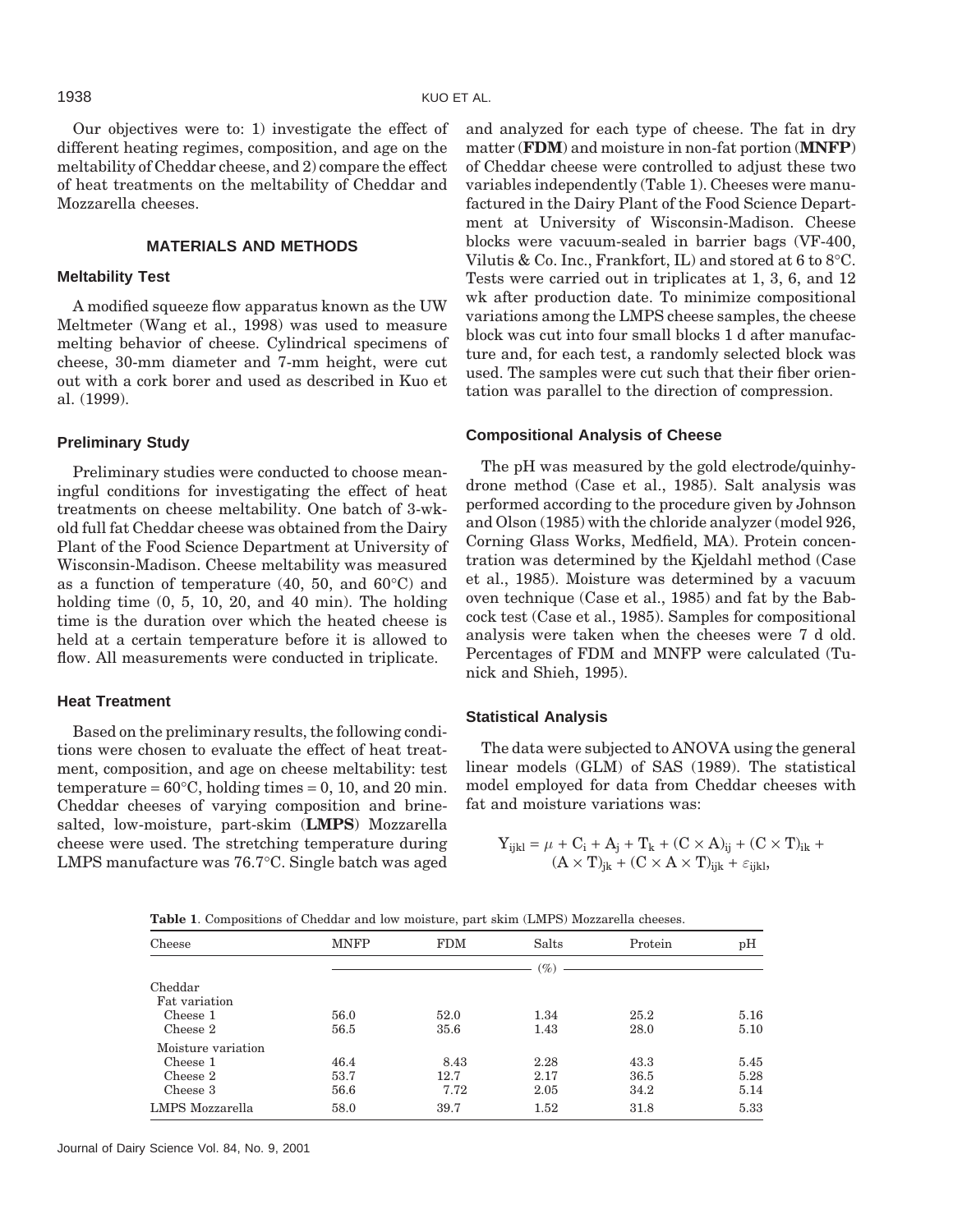Our objectives were to: 1) investigate the effect of different heating regimes, composition, and age on the meltability of Cheddar cheese, and 2) compare the effect of heat treatments on the meltability of Cheddar and Mozzarella cheeses.

## MATERIALS AND METHODS

### Meltability Test

A modified squeeze flow apparatus known as the UW Meltmeter (Wang et al., 1998) was used to measure melting behavior of cheese. Cylindrical specimens of cheese, 30-mm diameter and 7-mm height, were cut out with a cork borer and used as described in Kuo et al. (1999).

### Preliminary Study

Preliminary studies were conducted to choose meaningful conditions for investigating the effect of heat treatments on cheese meltability. One batch of 3-wk-old full fat Cheddar cheese was obtained from the Dairy Plant of the Food Science Department at University of Wisconsin-Madison. Cheese meltability was measured as a function of temperature (40, 50, and 60°C) and holding time (0, 5, 10, 20, and 40 min). The holding time is the duration over which the heated cheese is held at a certain temperature before it is allowed to flow. All measurements were conducted in triplicate.

### Heat Treatment

Based on the preliminary results, the following conditions were chosen to evaluate the effect of heat treatment, composition, and age on cheese meltability: test temperature = 60°C, holding times = 0, 10, and 20 min. Cheddar cheeses of varying composition and brine-salted, low-moisture, part-skim (**LMPS**) Mozzarella cheese were used. The stretching temperature during LMPS manufacture was 76.7°C. Single batch was aged and analyzed for each type of cheese. The fat in dry matter (**FDM**) and moisture in non-fat portion (**MNFP**) of Cheddar cheese were controlled to adjust these two variables independently (Table 1). Cheeses were manufactured in the Dairy Plant of the Food Science Department at University of Wisconsin-Madison. Cheese blocks were vacuum-sealed in barrier bags (VF-400, Vilutis & Co. Inc., Frankfort, IL) and stored at 6 to 8°C. Tests were carried out in triplicates at 1, 3, 6, and 12 wk after production date. To minimize compositional variations among the LMPS cheese samples, the cheese block was cut into four small blocks 1 d after manufacture and, for each test, a randomly selected block was used. The samples were cut such that their fiber orientation was parallel to the direction of compression.

### Compositional Analysis of Cheese

The pH was measured by the gold electrode/quinhydrone method (Case et al., 1985). Salt analysis was performed according to the procedure given by Johnson and Olson (1985) with the chloride analyzer (model 926, Corning Glass Works, Medfield, MA). Protein concentration was determined by the Kjeldahl method (Case et al., 1985). Moisture was determined by a vacuum oven technique (Case et al., 1985) and fat by the Babcock test (Case et al., 1985). Samples for compositional analysis were taken when the cheeses were 7 d old. Percentages of FDM and MNFP were calculated (Tunick and Shieh, 1995).

### Statistical Analysis

The data were subjected to ANOVA using the general linear models (GLM) of SAS (1989). The statistical model employed for data from Cheddar cheeses with fat and moisture variations was:

$$Y_{ijkl} = \mu + C_i + A_j + T_k + (C \times A)_{ij} + (C \times T)_{ik} + (A \times T)_{jk} + (C \times A \times T)_{ijk} + \varepsilon_{ijkl},$$

**Table 1**. Compositions of Cheddar and low moisture, part skim (LMPS) Mozzarella cheeses.

| Cheese | MNFP | FDM | Salts | Protein | pH |
|---|---|---|---|---|---|
| | (%) | | | | |
| Cheddar | | | | | |
| Fat variation | | | | | |
| Cheese 1 | 56.0 | 52.0 | 1.34 | 25.2 | 5.16 |
| Cheese 2 | 56.5 | 35.6 | 1.43 | 28.0 | 5.10 |
| Moisture variation | | | | | |
| Cheese 1 | 46.4 | 8.43 | 2.28 | 43.3 | 5.45 |
| Cheese 2 | 53.7 | 12.7 | 2.17 | 36.5 | 5.28 |
| Cheese 3 | 56.6 | 7.72 | 2.05 | 34.2 | 5.14 |
| LMPS Mozzarella | 58.0 | 39.7 | 1.52 | 31.8 | 5.33 |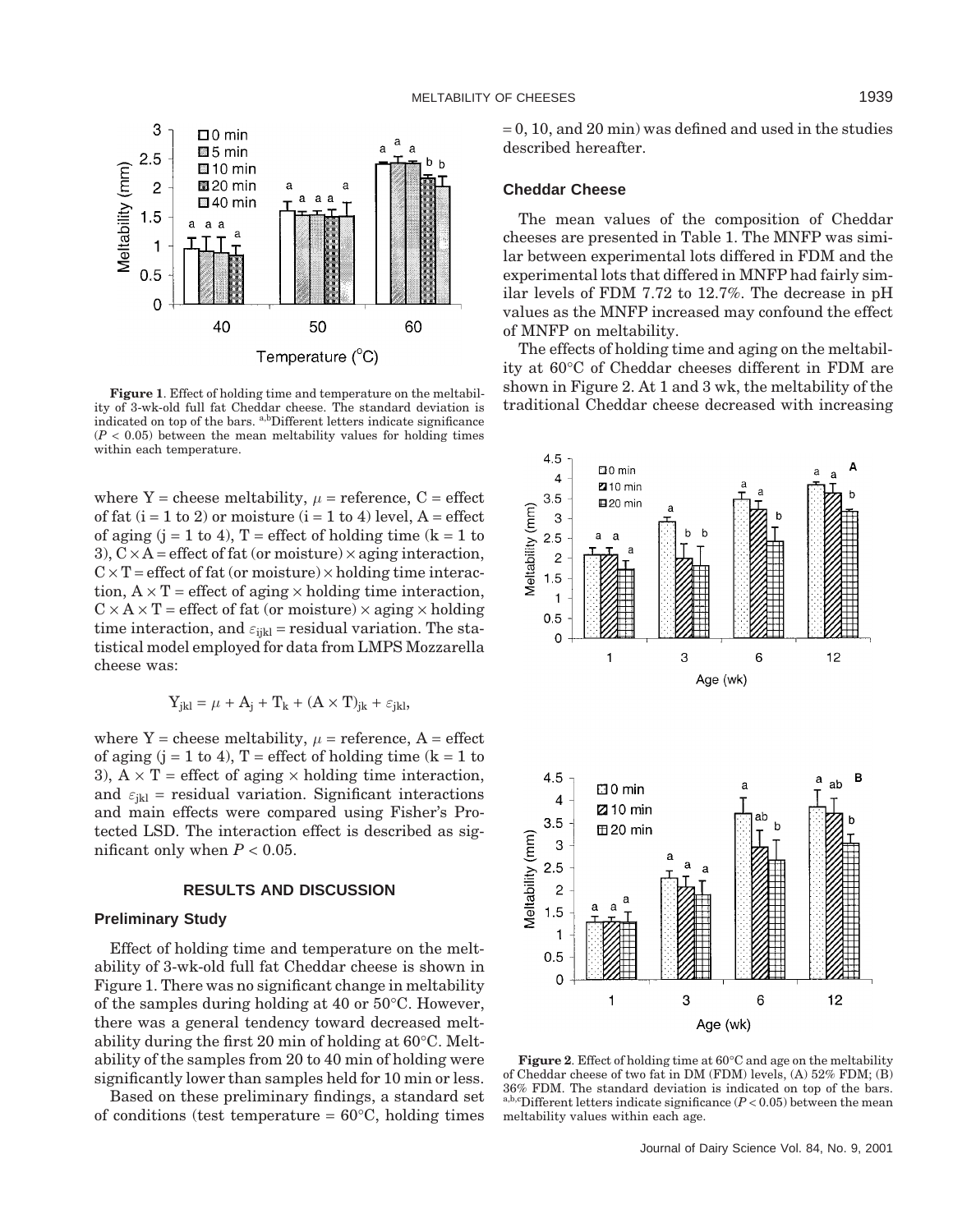**Figure 1**. Effect of holding time and temperature on the meltability of 3-wk-old full fat Cheddar cheese. The standard deviation is indicated on top of the bars. [a,b]Different letters indicate significance ($P < 0.05$) between the mean meltability values for holding times within each temperature.

where Y = cheese meltability, $\mu$ = reference, C = effect of fat (i = 1 to 2) or moisture (i = 1 to 4) level, A = effect of aging (j = 1 to 4), T = effect of holding time (k = 1 to 3), C × A = effect of fat (or moisture) × aging interaction, C × T = effect of fat (or moisture) × holding time interaction, A × T = effect of aging × holding time interaction, C × A × T = effect of fat (or moisture) × aging × holding time interaction, and $\varepsilon_{ijkl}$ = residual variation. The statistical model employed for data from LMPS Mozzarella cheese was:

$$Y_{jkl} = \mu + A_j + T_k + (A \times T)_{jk} + \varepsilon_{jkl},$$

where Y = cheese meltability, $\mu$ = reference, A = effect of aging (j = 1 to 4), T = effect of holding time (k = 1 to 3), A × T = effect of aging × holding time interaction, and $\varepsilon_{jkl}$ = residual variation. Significant interactions and main effects were compared using Fisher's Protected LSD. The interaction effect is described as significant only when $P < 0.05$.

## RESULTS AND DISCUSSION

### Preliminary Study

Effect of holding time and temperature on the meltability of 3-wk-old full fat Cheddar cheese is shown in Figure 1. There was no significant change in meltability of the samples during holding at 40 or 50°C. However, there was a general tendency toward decreased meltability during the first 20 min of holding at 60°C. Meltability of the samples from 20 to 40 min of holding were significantly lower than samples held for 10 min or less.

Based on these preliminary findings, a standard set of conditions (test temperature = 60°C, holding times = 0, 10, and 20 min) was defined and used in the studies described hereafter.

### Cheddar Cheese

The mean values of the composition of Cheddar cheeses are presented in Table 1. The MNFP was similar between experimental lots differed in FDM and the experimental lots that differed in MNFP had fairly similar levels of FDM 7.72 to 12.7%. The decrease in pH values as the MNFP increased may confound the effect of MNFP on meltability.

The effects of holding time and aging on the meltability at 60°C of Cheddar cheeses different in FDM are shown in Figure 2. At 1 and 3 wk, the meltability of the traditional Cheddar cheese decreased with increasing

**Figure 2**. Effect of holding time at 60°C and age on the meltability of Cheddar cheese of two fat in DM (FDM) levels, (A) 52% FDM; (B) 36% FDM. The standard deviation is indicated on top of the bars. [a,b,c]Different letters indicate significance ($P < 0.05$) between the mean meltability values within each age.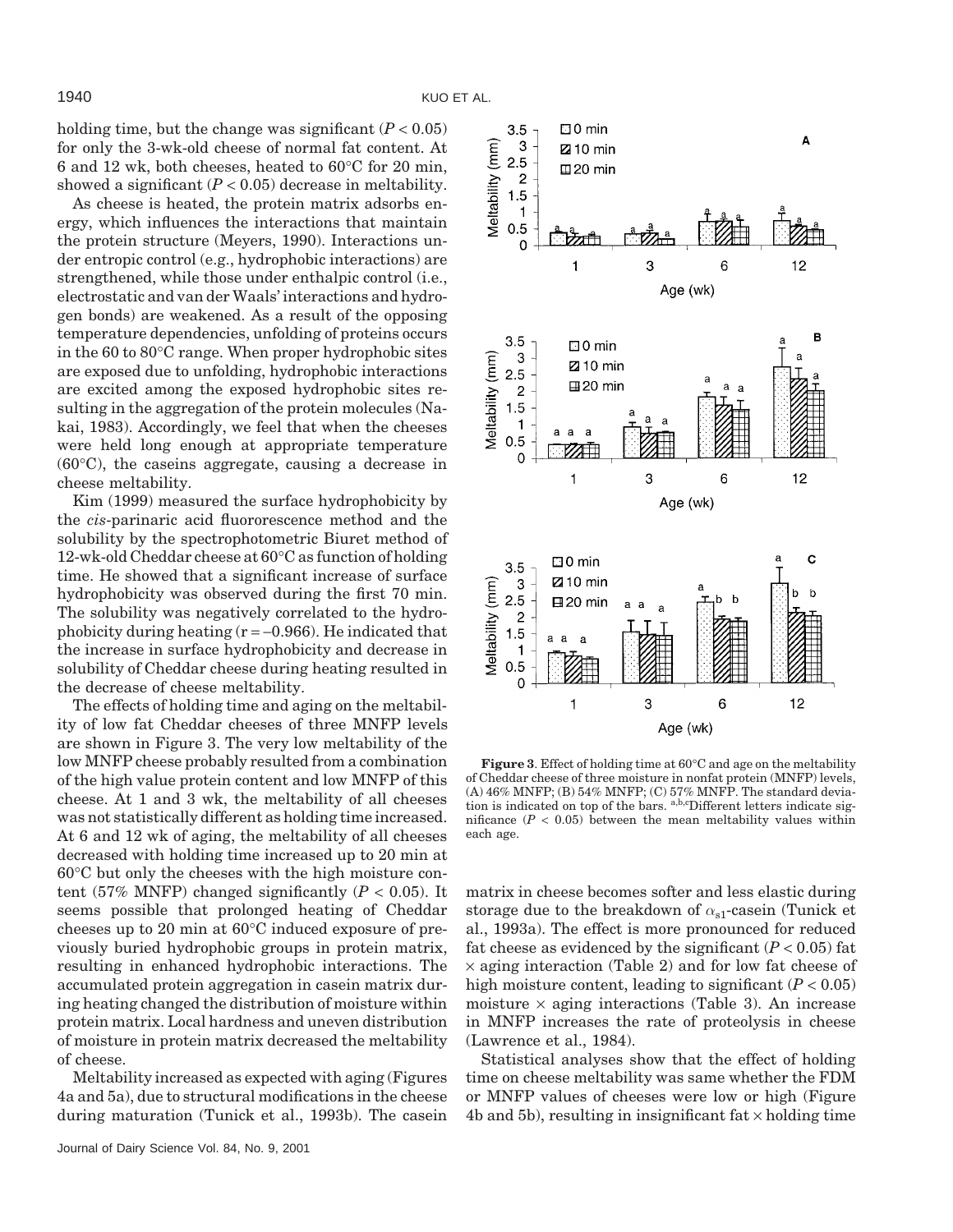holding time, but the change was significant ($P < 0.05$) for only the 3-wk-old cheese of normal fat content. At 6 and 12 wk, both cheeses, heated to 60°C for 20 min, showed a significant ($P < 0.05$) decrease in meltability.

As cheese is heated, the protein matrix adsorbs energy, which influences the interactions that maintain the protein structure (Meyers, 1990). Interactions under entropic control (e.g., hydrophobic interactions) are strengthened, while those under enthalpic control (i.e., electrostatic and van der Waals' interactions and hydrogen bonds) are weakened. As a result of the opposing temperature dependencies, unfolding of proteins occurs in the 60 to 80°C range. When proper hydrophobic sites are exposed due to unfolding, hydrophobic interactions are excited among the exposed hydrophobic sites resulting in the aggregation of the protein molecules (Nakai, 1983). Accordingly, we feel that when the cheeses were held long enough at appropriate temperature (60°C), the caseins aggregate, causing a decrease in cheese meltability.

Kim (1999) measured the surface hydrophobicity by the *cis*-parinaric acid fluororescence method and the solubility by the spectrophotometric Biuret method of 12-wk-old Cheddar cheese at 60°C as function of holding time. He showed that a significant increase of surface hydrophobicity was observed during the first 70 min. The solubility was negatively correlated to the hydrophobicity during heating ($r = -0.966$). He indicated that the increase in surface hydrophobicity and decrease in solubility of Cheddar cheese during heating resulted in the decrease of cheese meltability.

The effects of holding time and aging on the meltability of low fat Cheddar cheeses of three MNFP levels are shown in Figure 3. The very low meltability of the low MNFP cheese probably resulted from a combination of the high value protein content and low MNFP of this cheese. At 1 and 3 wk, the meltability of all cheeses was not statistically different as holding time increased. At 6 and 12 wk of aging, the meltability of all cheeses decreased with holding time increased up to 20 min at 60°C but only the cheeses with the high moisture content (57% MNFP) changed significantly ($P < 0.05$). It seems possible that prolonged heating of Cheddar cheeses up to 20 min at 60°C induced exposure of previously buried hydrophobic groups in protein matrix, resulting in enhanced hydrophobic interactions. The accumulated protein aggregation in casein matrix during heating changed the distribution of moisture within protein matrix. Local hardness and uneven distribution of moisture in protein matrix decreased the meltability of cheese.

Meltability increased as expected with aging (Figures 4a and 5a), due to structural modifications in the cheese during maturation (Tunick et al., 1993b). The casein matrix in cheese becomes softer and less elastic during storage due to the breakdown of $\alpha_{s1}$-casein (Tunick et al., 1993a). The effect is more pronounced for reduced fat cheese as evidenced by the significant ($P < 0.05$) fat × aging interaction (Table 2) and for low fat cheese of high moisture content, leading to significant ($P < 0.05$) moisture × aging interactions (Table 3). An increase in MNFP increases the rate of proteolysis in cheese (Lawrence et al., 1984).

Statistical analyses show that the effect of holding time on cheese meltability was same whether the FDM or MNFP values of cheeses were low or high (Figure 4b and 5b), resulting in insignificant fat × holding time

**Figure 3**. Effect of holding time at 60°C and age on the meltability of Cheddar cheese of three moisture in nonfat protein (MNFP) levels, (A) 46% MNFP; (B) 54% MNFP; (C) 57% MNFP. The standard deviation is indicated on top of the bars. [a,b,c]Different letters indicate significance ($P < 0.05$) between the mean meltability values within each age.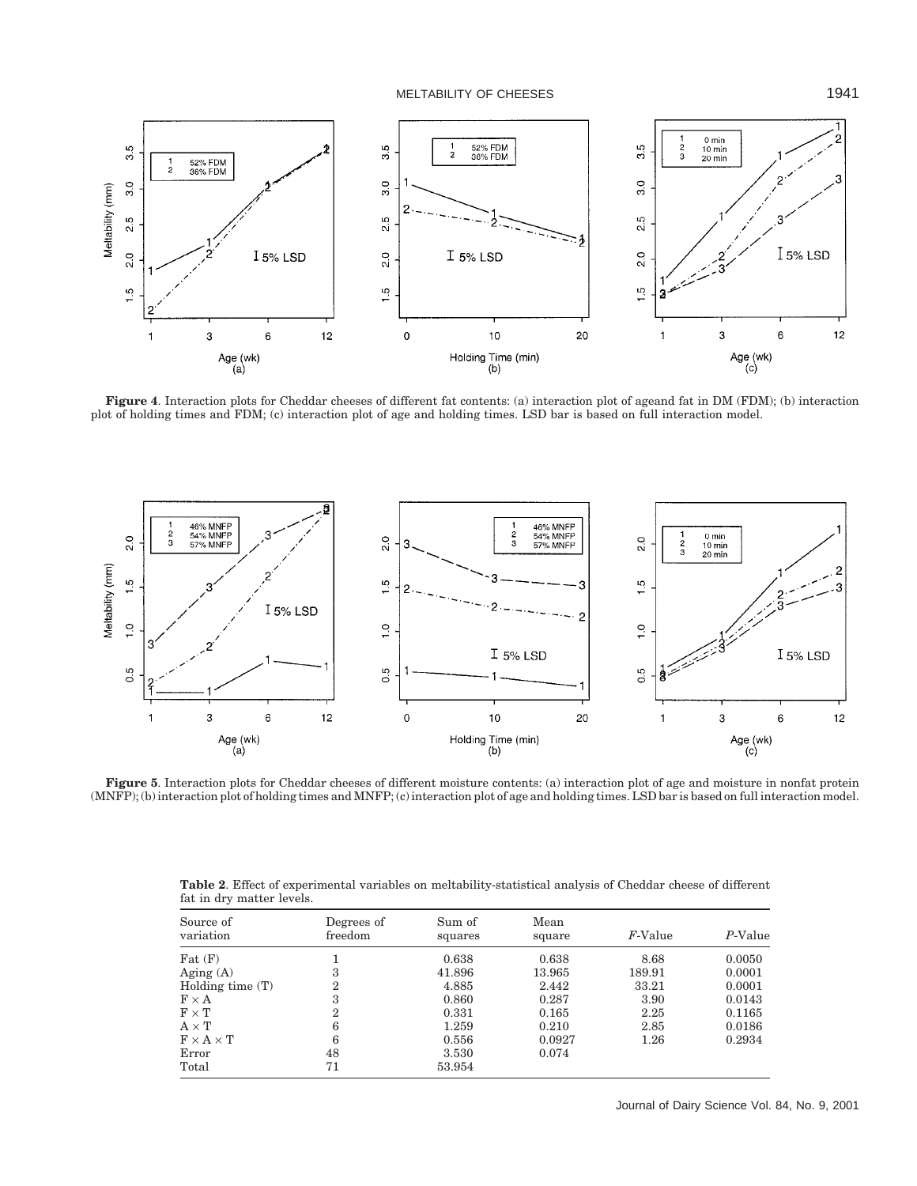**Figure 4**. Interaction plots for Cheddar cheeses of different fat contents: (a) interaction plot of ageand fat in DM (FDM); (b) interaction plot of holding times and FDM; (c) interaction plot of age and holding times. LSD bar is based on full interaction model.

**Figure 5**. Interaction plots for Cheddar cheeses of different moisture contents: (a) interaction plot of age and moisture in nonfat protein (MNFP); (b) interaction plot of holding times and MNFP; (c) interaction plot of age and holding times. LSD bar is based on full interaction model.

**Table 2**. Effect of experimental variables on meltability-statistical analysis of Cheddar cheese of different fat in dry matter levels.

| Source of variation | Degrees of freedom | Sum of squares | Mean square | *F*-Value | *P*-Value |
|---|---|---|---|---|---|
| Fat (F) | 1 | 0.638 | 0.638 | 8.68 | 0.0050 |
| Aging (A) | 3 | 41.896 | 13.965 | 189.91 | 0.0001 |
| Holding time (T) | 2 | 4.885 | 2.442 | 33.21 | 0.0001 |
| F × A | 3 | 0.860 | 0.287 | 3.90 | 0.0143 |
| F × T | 2 | 0.331 | 0.165 | 2.25 | 0.1165 |
| A × T | 6 | 1.259 | 0.210 | 2.85 | 0.0186 |
| F × A × T | 6 | 0.556 | 0.0927 | 1.26 | 0.2934 |
| Error | 48 | 3.530 | 0.074 | | |
| Total | 71 | 53.954 | | | |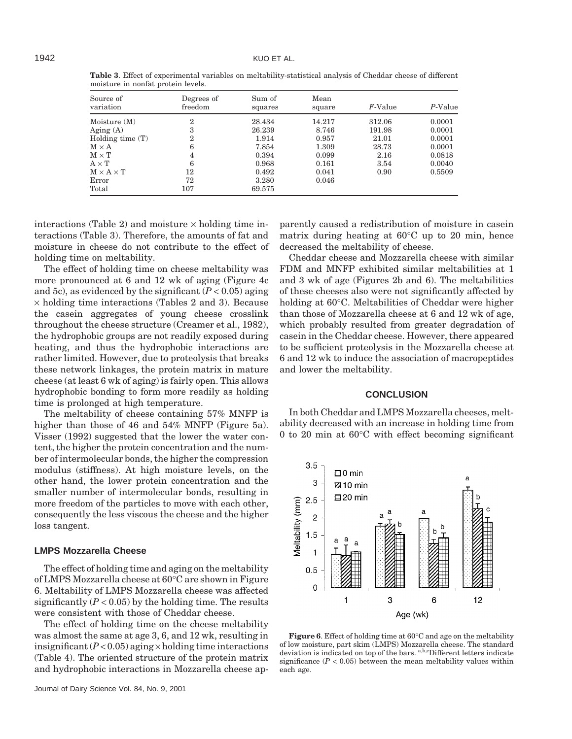**Table 3**. Effect of experimental variables on meltability-statistical analysis of Cheddar cheese of different moisture in nonfat protein levels.

| Source of variation | Degrees of freedom | Sum of squares | Mean square | *F*-Value | *P*-Value |
|---|---|---|---|---|---|
| Moisture (M) | 2 | 28.434 | 14.217 | 312.06 | 0.0001 |
| Aging (A) | 3 | 26.239 | 8.746 | 191.98 | 0.0001 |
| Holding time (T) | 2 | 1.914 | 0.957 | 21.01 | 0.0001 |
| M × A | 6 | 7.854 | 1.309 | 28.73 | 0.0001 |
| M × T | 4 | 0.394 | 0.099 | 2.16 | 0.0818 |
| A × T | 6 | 0.968 | 0.161 | 3.54 | 0.0040 |
| M × A × T | 12 | 0.492 | 0.041 | 0.90 | 0.5509 |
| Error | 72 | 3.280 | 0.046 | | |
| Total | 107 | 69.575 | | | |

interactions (Table 2) and moisture × holding time interactions (Table 3). Therefore, the amounts of fat and moisture in cheese do not contribute to the effect of holding time on meltability.

The effect of holding time on cheese meltability was more pronounced at 6 and 12 wk of aging (Figure 4c and 5c), as evidenced by the significant ($P < 0.05$) aging × holding time interactions (Tables 2 and 3). Because the casein aggregates of young cheese crosslink throughout the cheese structure (Creamer et al., 1982), the hydrophobic groups are not readily exposed during heating, and thus the hydrophobic interactions are rather limited. However, due to proteolysis that breaks these network linkages, the protein matrix in mature cheese (at least 6 wk of aging) is fairly open. This allows hydrophobic bonding to form more readily as holding time is prolonged at high temperature.

The meltability of cheese containing 57% MNFP is higher than those of 46 and 54% MNFP (Figure 5a). Visser (1992) suggested that the lower the water content, the higher the protein concentration and the number of intermolecular bonds, the higher the compression modulus (stiffness). At high moisture levels, on the other hand, the lower protein concentration and the smaller number of intermolecular bonds, resulting in more freedom of the particles to move with each other, consequently the less viscous the cheese and the higher loss tangent.

### LMPS Mozzarella Cheese

The effect of holding time and aging on the meltability of LMPS Mozzarella cheese at 60°C are shown in Figure 6. Meltability of LMPS Mozzarella cheese was affected significantly ($P < 0.05$) by the holding time. The results were consistent with those of Cheddar cheese.

The effect of holding time on the cheese meltability was almost the same at age 3, 6, and 12 wk, resulting in insignificant ($P < 0.05$) aging × holding time interactions (Table 4). The oriented structure of the protein matrix and hydrophobic interactions in Mozzarella cheese apparently caused a redistribution of moisture in casein matrix during heating at 60°C up to 20 min, hence decreased the meltability of cheese.

Cheddar cheese and Mozzarella cheese with similar FDM and MNFP exhibited similar meltabilities at 1 and 3 wk of age (Figures 2b and 6). The meltabilities of these cheeses also were not significantly affected by holding at 60°C. Meltabilities of Cheddar were higher than those of Mozzarella cheese at 6 and 12 wk of age, which probably resulted from greater degradation of casein in the Cheddar cheese. However, there appeared to be sufficient proteolysis in the Mozzarella cheese at 6 and 12 wk to induce the association of macropeptides and lower the meltability.

## CONCLUSION

In both Cheddar and LMPS Mozzarella cheeses, meltability decreased with an increase in holding time from 0 to 20 min at 60°C with effect becoming significant

**Figure 6**. Effect of holding time at 60°C and age on the meltability of low moisture, part skim (LMPS) Mozzarella cheese. The standard deviation is indicated on top of the bars. [a,b,c]Different letters indicate significance ($P < 0.05$) between the mean meltability values within each age.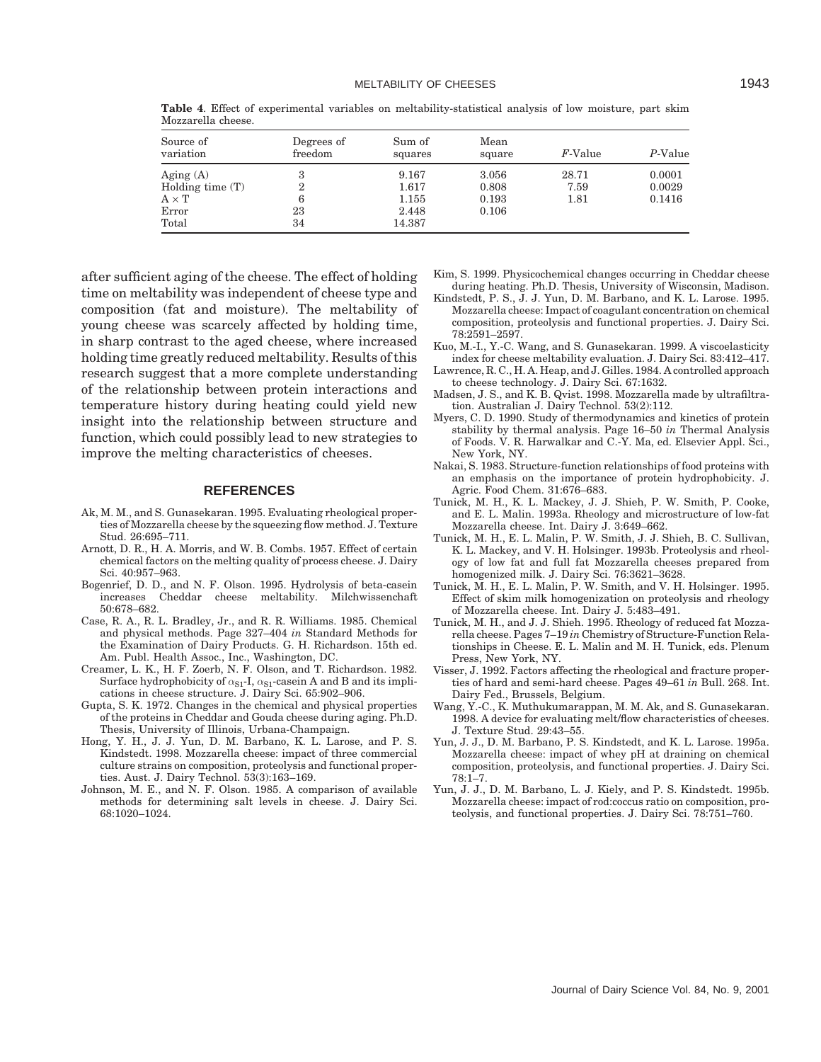**Table 4**. Effect of experimental variables on meltability-statistical analysis of low moisture, part skim Mozzarella cheese.

| Source of variation | Degrees of freedom | Sum of squares | Mean square | $F$-Value | $P$-Value |
|---|---|---|---|---|---|
| Aging (A) | 3 | 9.167 | 3.056 | 28.71 | 0.0001 |
| Holding time (T) | 2 | 1.617 | 0.808 | 7.59 | 0.0029 |
| A × T | 6 | 1.155 | 0.193 | 1.81 | 0.1416 |
| Error | 23 | 2.448 | 0.106 | | |
| Total | 34 | 14.387 | | | |

after sufficient aging of the cheese. The effect of holding time on meltability was independent of cheese type and composition (fat and moisture). The meltability of young cheese was scarcely affected by holding time, in sharp contrast to the aged cheese, where increased holding time greatly reduced meltability. Results of this research suggest that a more complete understanding of the relationship between protein interactions and temperature history during heating could yield new insight into the relationship between structure and function, which could possibly lead to new strategies to improve the melting characteristics of cheeses.

## REFERENCES

Ak, M. M., and S. Gunasekaran. 1995. Evaluating rheological properties of Mozzarella cheese by the squeezing flow method. J. Texture Stud. 26:695–711.

Arnott, D. R., H. A. Morris, and W. B. Combs. 1957. Effect of certain chemical factors on the melting quality of process cheese. J. Dairy Sci. 40:957–963.

Bogenrief, D. D., and N. F. Olson. 1995. Hydrolysis of beta-casein increases Cheddar cheese meltability. Milchwissenchaft 50:678–682.

Case, R. A., R. L. Bradley, Jr., and R. R. Williams. 1985. Chemical and physical methods. Page 327–404 *in* Standard Methods for the Examination of Dairy Products. G. H. Richardson. 15th ed. Am. Publ. Health Assoc., Inc., Washington, DC.

Creamer, L. K., H. F. Zoerb, N. F. Olson, and T. Richardson. 1982. Surface hydrophobicity of $\alpha_{S1}$-I, $\alpha_{S1}$-casein A and B and its implications in cheese structure. J. Dairy Sci. 65:902–906.

Gupta, S. K. 1972. Changes in the chemical and physical properties of the proteins in Cheddar and Gouda cheese during aging. Ph.D. Thesis, University of Illinois, Urbana-Champaign.

Hong, Y. H., J. J. Yun, D. M. Barbano, K. L. Larose, and P. S. Kindstedt. 1998. Mozzarella cheese: impact of three commercial culture strains on composition, proteolysis and functional properties. Aust. J. Dairy Technol. 53(3):163–169.

Johnson, M. E., and N. F. Olson. 1985. A comparison of available methods for determining salt levels in cheese. J. Dairy Sci. 68:1020–1024.

Kim, S. 1999. Physicochemical changes occurring in Cheddar cheese during heating. Ph.D. Thesis, University of Wisconsin, Madison.

Kindstedt, P. S., J. J. Yun, D. M. Barbano, and K. L. Larose. 1995. Mozzarella cheese: Impact of coagulant concentration on chemical composition, proteolysis and functional properties. J. Dairy Sci. 78:2591–2597.

Kuo, M.-I., Y.-C. Wang, and S. Gunasekaran. 1999. A viscoelasticity index for cheese meltability evaluation. J. Dairy Sci. 83:412–417.

Lawrence, R. C., H. A. Heap, and J. Gilles. 1984. A controlled approach to cheese technology. J. Dairy Sci. 67:1632.

Madsen, J. S., and K. B. Qvist. 1998. Mozzarella made by ultrafiltration. Australian J. Dairy Technol. 53(2):112.

Myers, C. D. 1990. Study of thermodynamics and kinetics of protein stability by thermal analysis. Page 16–50 *in* Thermal Analysis of Foods. V. R. Harwalkar and C.-Y. Ma, ed. Elsevier Appl. Sci., New York, NY.

Nakai, S. 1983. Structure-function relationships of food proteins with an emphasis on the importance of protein hydrophobicity. J. Agric. Food Chem. 31:676–683.

Tunick, M. H., K. L. Mackey, J. J. Shieh, P. W. Smith, P. Cooke, and E. L. Malin. 1993a. Rheology and microstructure of low-fat Mozzarella cheese. Int. Dairy J. 3:649–662.

Tunick, M. H., E. L. Malin, P. W. Smith, J. J. Shieh, B. C. Sullivan, K. L. Mackey, and V. H. Holsinger. 1993b. Proteolysis and rheology of low fat and full fat Mozzarella cheeses prepared from homogenized milk. J. Dairy Sci. 76:3621–3628.

Tunick, M. H., E. L. Malin, P. W. Smith, and V. H. Holsinger. 1995. Effect of skim milk homogenization on proteolysis and rheology of Mozzarella cheese. Int. Dairy J. 5:483–491.

Tunick, M. H., and J. J. Shieh. 1995. Rheology of reduced fat Mozzarella cheese. Pages 7–19 *in* Chemistry of Structure-Function Relationships in Cheese. E. L. Malin and M. H. Tunick, eds. Plenum Press, New York, NY.

Visser, J. 1992. Factors affecting the rheological and fracture properties of hard and semi-hard cheese. Pages 49–61 *in* Bull. 268. Int. Dairy Fed., Brussels, Belgium.

Wang, Y.-C., K. Muthukumarappan, M. M. Ak, and S. Gunasekaran. 1998. A device for evaluating melt/flow characteristics of cheeses. J. Texture Stud. 29:43–55.

Yun, J. J., D. M. Barbano, P. S. Kindstedt, and K. L. Larose. 1995a. Mozzarella cheese: impact of whey pH at draining on chemical composition, proteolysis, and functional properties. J. Dairy Sci. 78:1–7.

Yun, J. J., D. M. Barbano, L. J. Kiely, and P. S. Kindstedt. 1995b. Mozzarella cheese: impact of rod:coccus ratio on composition, proteolysis, and functional properties. J. Dairy Sci. 78:751–760.